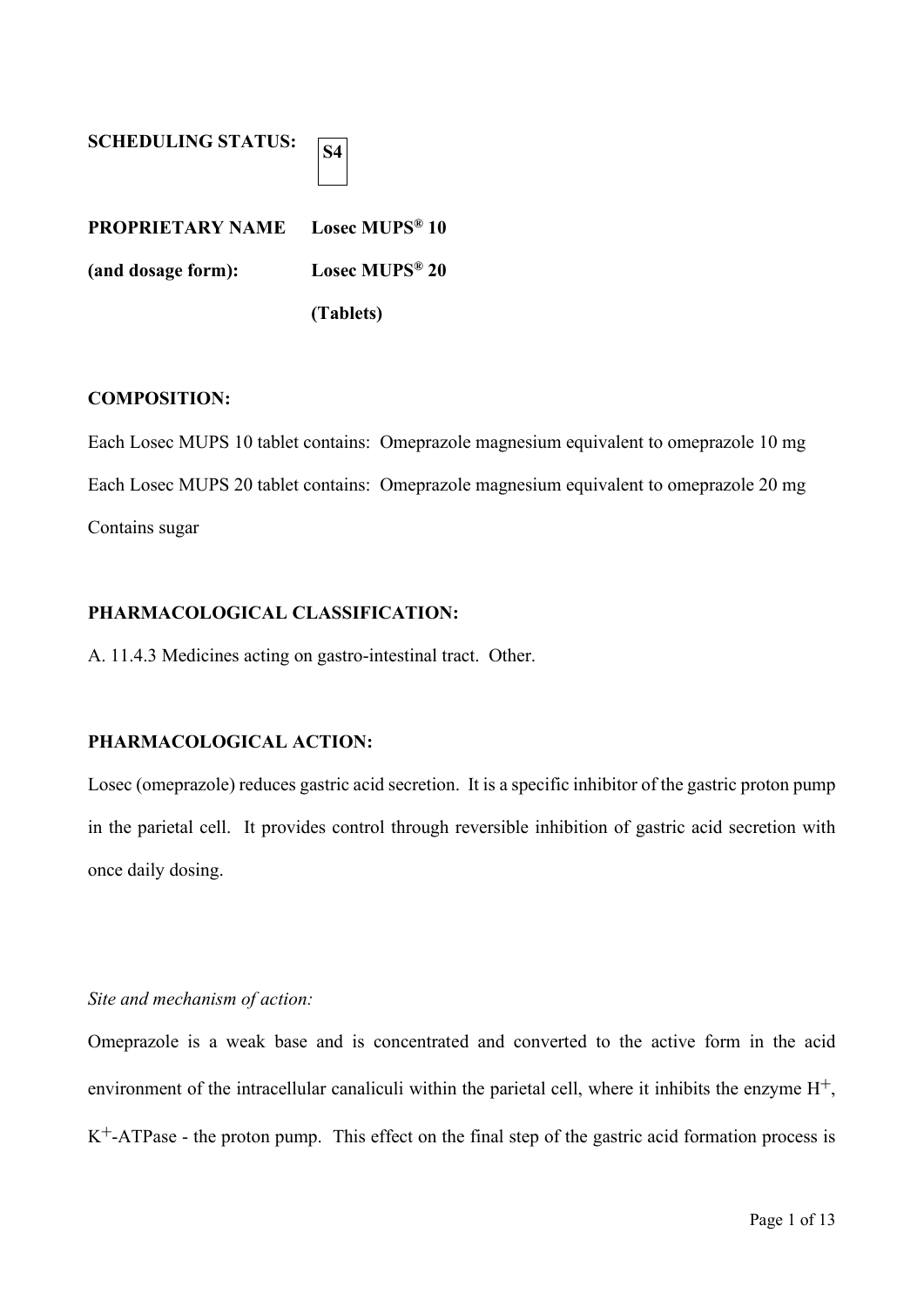**SCHEDULING STATUS:** S4

**PROPRIETARY NAME** **Losec MUPS® 10**

**(and dosage form):** **Losec MUPS® 20**

**(Tablets)**

**COMPOSITION:**

Each Losec MUPS 10 tablet contains: Omeprazole magnesium equivalent to omeprazole 10 mg

Each Losec MUPS 20 tablet contains: Omeprazole magnesium equivalent to omeprazole 20 mg

Contains sugar

**PHARMACOLOGICAL CLASSIFICATION:**

A. 11.4.3 Medicines acting on gastro-intestinal tract. Other.

**PHARMACOLOGICAL ACTION:**

Losec (omeprazole) reduces gastric acid secretion. It is a specific inhibitor of the gastric proton pump in the parietal cell. It provides control through reversible inhibition of gastric acid secretion with once daily dosing.

*Site and mechanism of action:*

Omeprazole is a weak base and is concentrated and converted to the active form in the acid environment of the intracellular canaliculi within the parietal cell, where it inhibits the enzyme $H^+$, $K^+$-ATPase - the proton pump. This effect on the final step of the gastric acid formation process is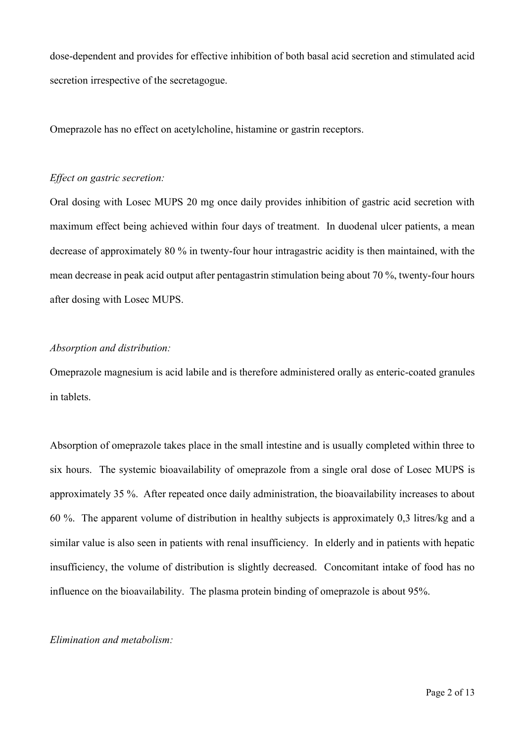dose-dependent and provides for effective inhibition of both basal acid secretion and stimulated acid secretion irrespective of the secretagogue.

Omeprazole has no effect on acetylcholine, histamine or gastrin receptors.

*Effect on gastric secretion:*

Oral dosing with Losec MUPS 20 mg once daily provides inhibition of gastric acid secretion with maximum effect being achieved within four days of treatment. In duodenal ulcer patients, a mean decrease of approximately 80 % in twenty-four hour intragastric acidity is then maintained, with the mean decrease in peak acid output after pentagastrin stimulation being about 70 %, twenty-four hours after dosing with Losec MUPS.

*Absorption and distribution:*

Omeprazole magnesium is acid labile and is therefore administered orally as enteric-coated granules in tablets.

Absorption of omeprazole takes place in the small intestine and is usually completed within three to six hours. The systemic bioavailability of omeprazole from a single oral dose of Losec MUPS is approximately 35 %. After repeated once daily administration, the bioavailability increases to about 60 %. The apparent volume of distribution in healthy subjects is approximately 0,3 litres/kg and a similar value is also seen in patients with renal insufficiency. In elderly and in patients with hepatic insufficiency, the volume of distribution is slightly decreased. Concomitant intake of food has no influence on the bioavailability. The plasma protein binding of omeprazole is about 95%.

*Elimination and metabolism:*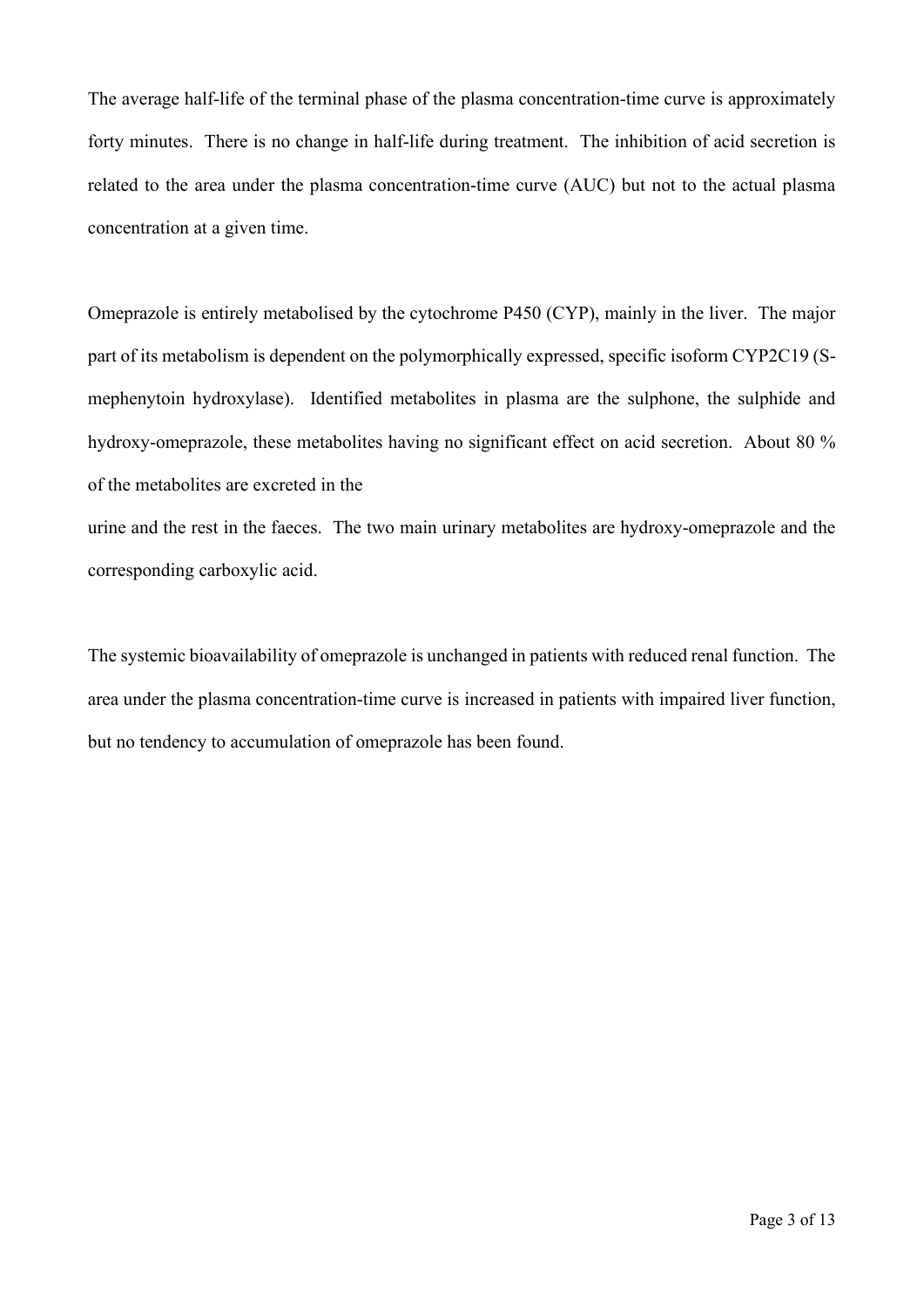The average half-life of the terminal phase of the plasma concentration-time curve is approximately forty minutes. There is no change in half-life during treatment. The inhibition of acid secretion is related to the area under the plasma concentration-time curve (AUC) but not to the actual plasma concentration at a given time.

Omeprazole is entirely metabolised by the cytochrome P450 (CYP), mainly in the liver. The major part of its metabolism is dependent on the polymorphically expressed, specific isoform CYP2C19 (S-mephenytoin hydroxylase). Identified metabolites in plasma are the sulphone, the sulphide and hydroxy-omeprazole, these metabolites having no significant effect on acid secretion. About 80 % of the metabolites are excreted in the urine and the rest in the faeces. The two main urinary metabolites are hydroxy-omeprazole and the corresponding carboxylic acid.

The systemic bioavailability of omeprazole is unchanged in patients with reduced renal function. The area under the plasma concentration-time curve is increased in patients with impaired liver function, but no tendency to accumulation of omeprazole has been found.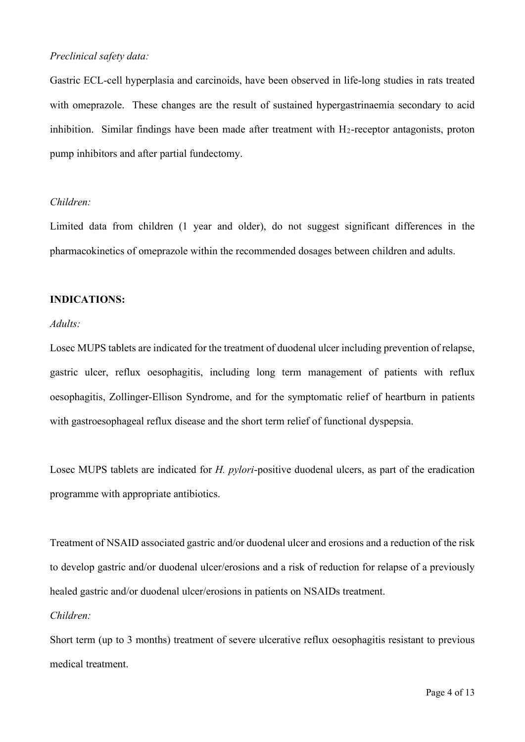*Preclinical safety data:*

Gastric ECL-cell hyperplasia and carcinoids, have been observed in life-long studies in rats treated with omeprazole. These changes are the result of sustained hypergastrinaemia secondary to acid inhibition. Similar findings have been made after treatment with $H_2$-receptor antagonists, proton pump inhibitors and after partial fundectomy.

*Children:*

Limited data from children (1 year and older), do not suggest significant differences in the pharmacokinetics of omeprazole within the recommended dosages between children and adults.

**INDICATIONS:**

*Adults:*

Losec MUPS tablets are indicated for the treatment of duodenal ulcer including prevention of relapse, gastric ulcer, reflux oesophagitis, including long term management of patients with reflux oesophagitis, Zollinger-Ellison Syndrome, and for the symptomatic relief of heartburn in patients with gastroesophageal reflux disease and the short term relief of functional dyspepsia.

Losec MUPS tablets are indicated for *H. pylori*-positive duodenal ulcers, as part of the eradication programme with appropriate antibiotics.

Treatment of NSAID associated gastric and/or duodenal ulcer and erosions and a reduction of the risk to develop gastric and/or duodenal ulcer/erosions and a risk of reduction for relapse of a previously healed gastric and/or duodenal ulcer/erosions in patients on NSAIDs treatment.

*Children:*

Short term (up to 3 months) treatment of severe ulcerative reflux oesophagitis resistant to previous medical treatment.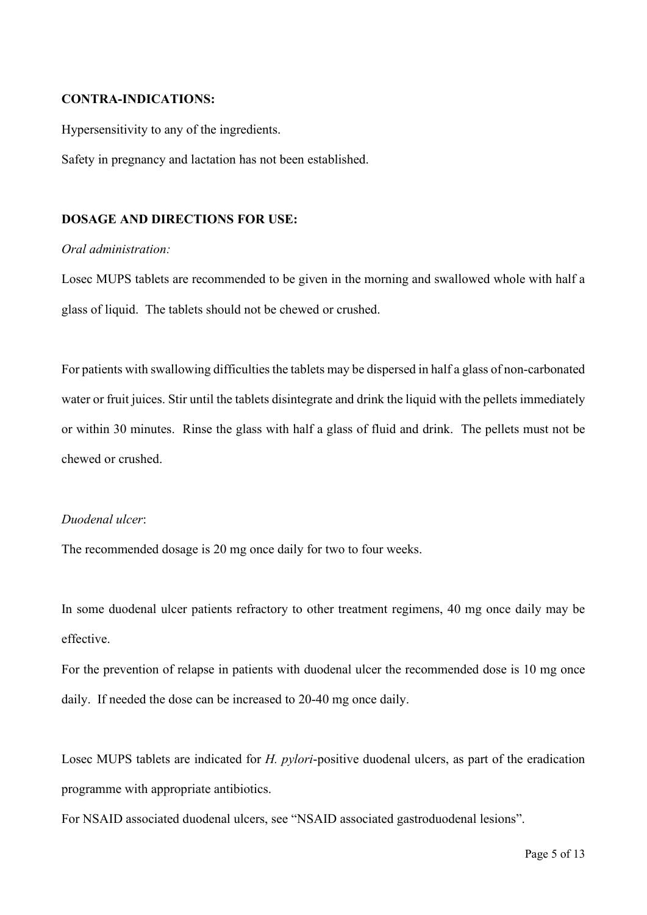**CONTRA-INDICATIONS:**

Hypersensitivity to any of the ingredients.

Safety in pregnancy and lactation has not been established.

**DOSAGE AND DIRECTIONS FOR USE:**

*Oral administration:*

Losec MUPS tablets are recommended to be given in the morning and swallowed whole with half a glass of liquid. The tablets should not be chewed or crushed.

For patients with swallowing difficulties the tablets may be dispersed in half a glass of non-carbonated water or fruit juices. Stir until the tablets disintegrate and drink the liquid with the pellets immediately or within 30 minutes. Rinse the glass with half a glass of fluid and drink. The pellets must not be chewed or crushed.

*Duodenal ulcer*:

The recommended dosage is 20 mg once daily for two to four weeks.

In some duodenal ulcer patients refractory to other treatment regimens, 40 mg once daily may be effective.

For the prevention of relapse in patients with duodenal ulcer the recommended dose is 10 mg once daily. If needed the dose can be increased to 20-40 mg once daily.

Losec MUPS tablets are indicated for *H. pylori*-positive duodenal ulcers, as part of the eradication programme with appropriate antibiotics.

For NSAID associated duodenal ulcers, see "NSAID associated gastroduodenal lesions".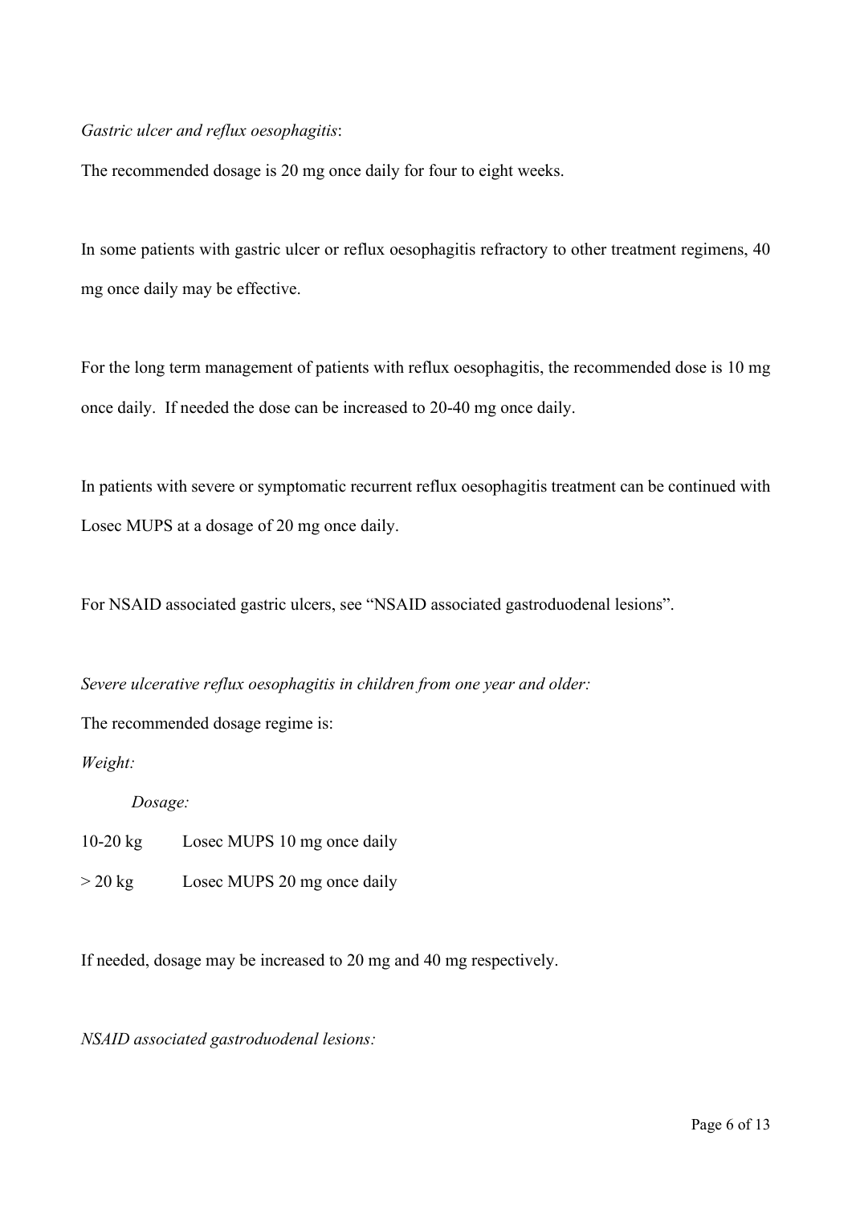*Gastric ulcer and reflux oesophagitis*:

The recommended dosage is 20 mg once daily for four to eight weeks.

In some patients with gastric ulcer or reflux oesophagitis refractory to other treatment regimens, 40 mg once daily may be effective.

For the long term management of patients with reflux oesophagitis, the recommended dose is 10 mg once daily. If needed the dose can be increased to 20-40 mg once daily.

In patients with severe or symptomatic recurrent reflux oesophagitis treatment can be continued with Losec MUPS at a dosage of 20 mg once daily.

For NSAID associated gastric ulcers, see "NSAID associated gastroduodenal lesions".

*Severe ulcerative reflux oesophagitis in children from one year and older:*

The recommended dosage regime is:

| *Weight:* | *Dosage:* |
|---|---|
| 10-20 kg | Losec MUPS 10 mg once daily |
| > 20 kg | Losec MUPS 20 mg once daily |

If needed, dosage may be increased to 20 mg and 40 mg respectively.

*NSAID associated gastroduodenal lesions:*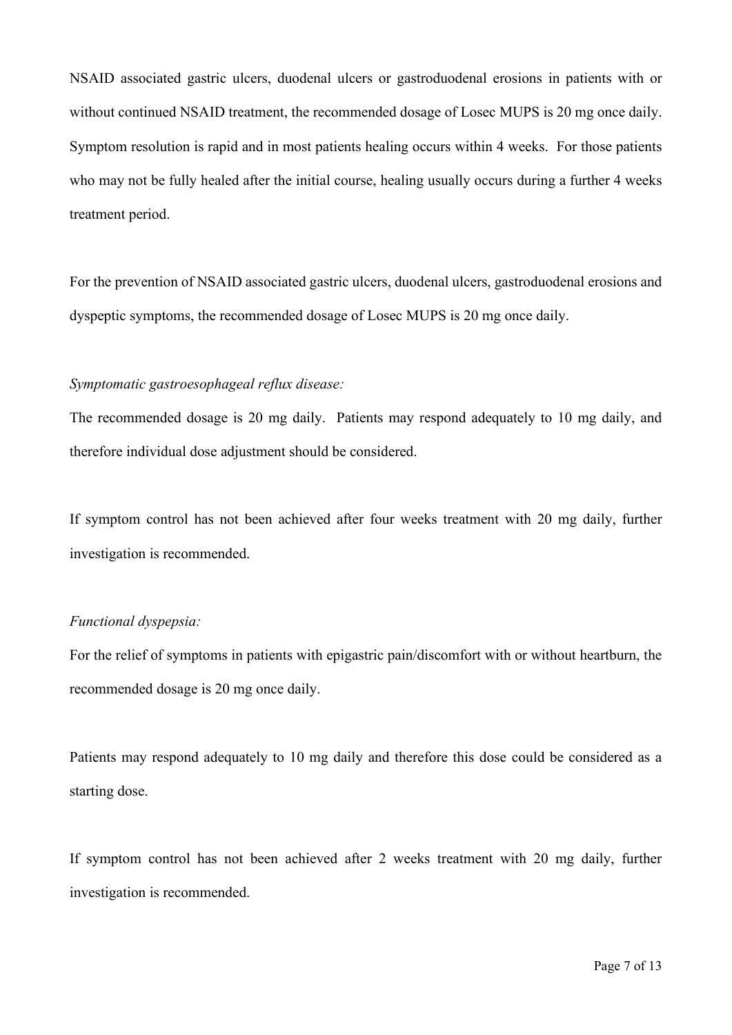NSAID associated gastric ulcers, duodenal ulcers or gastroduodenal erosions in patients with or without continued NSAID treatment, the recommended dosage of Losec MUPS is 20 mg once daily. Symptom resolution is rapid and in most patients healing occurs within 4 weeks. For those patients who may not be fully healed after the initial course, healing usually occurs during a further 4 weeks treatment period.

For the prevention of NSAID associated gastric ulcers, duodenal ulcers, gastroduodenal erosions and dyspeptic symptoms, the recommended dosage of Losec MUPS is 20 mg once daily.

*Symptomatic gastroesophageal reflux disease:*

The recommended dosage is 20 mg daily. Patients may respond adequately to 10 mg daily, and therefore individual dose adjustment should be considered.

If symptom control has not been achieved after four weeks treatment with 20 mg daily, further investigation is recommended.

*Functional dyspepsia:*

For the relief of symptoms in patients with epigastric pain/discomfort with or without heartburn, the recommended dosage is 20 mg once daily.

Patients may respond adequately to 10 mg daily and therefore this dose could be considered as a starting dose.

If symptom control has not been achieved after 2 weeks treatment with 20 mg daily, further investigation is recommended.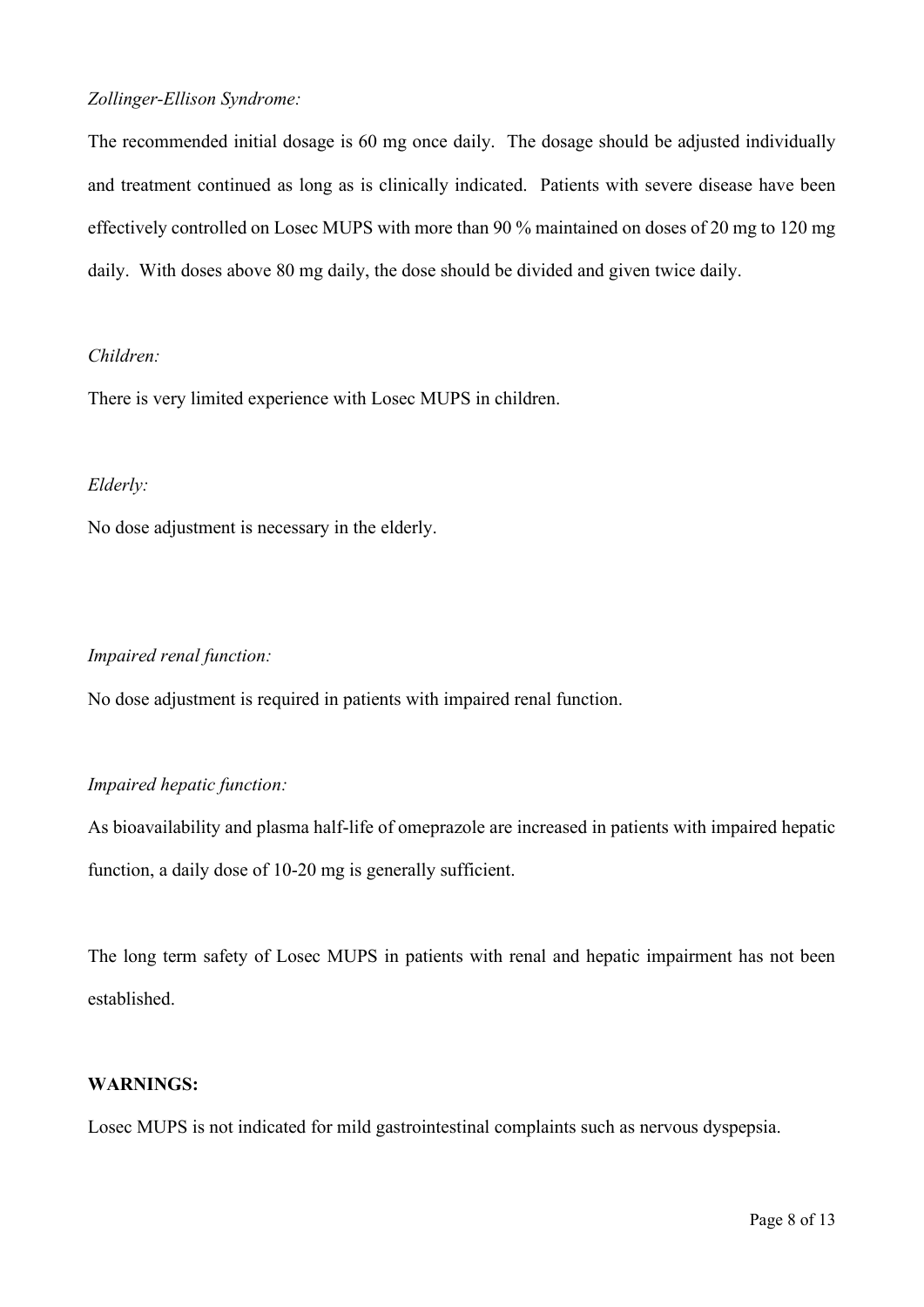*Zollinger-Ellison Syndrome:*

The recommended initial dosage is 60 mg once daily. The dosage should be adjusted individually and treatment continued as long as is clinically indicated. Patients with severe disease have been effectively controlled on Losec MUPS with more than 90 % maintained on doses of 20 mg to 120 mg daily. With doses above 80 mg daily, the dose should be divided and given twice daily.

*Children:*

There is very limited experience with Losec MUPS in children.

*Elderly:*

No dose adjustment is necessary in the elderly.

*Impaired renal function:*

No dose adjustment is required in patients with impaired renal function.

*Impaired hepatic function:*

As bioavailability and plasma half-life of omeprazole are increased in patients with impaired hepatic function, a daily dose of 10-20 mg is generally sufficient.

The long term safety of Losec MUPS in patients with renal and hepatic impairment has not been established.

**WARNINGS:**

Losec MUPS is not indicated for mild gastrointestinal complaints such as nervous dyspepsia.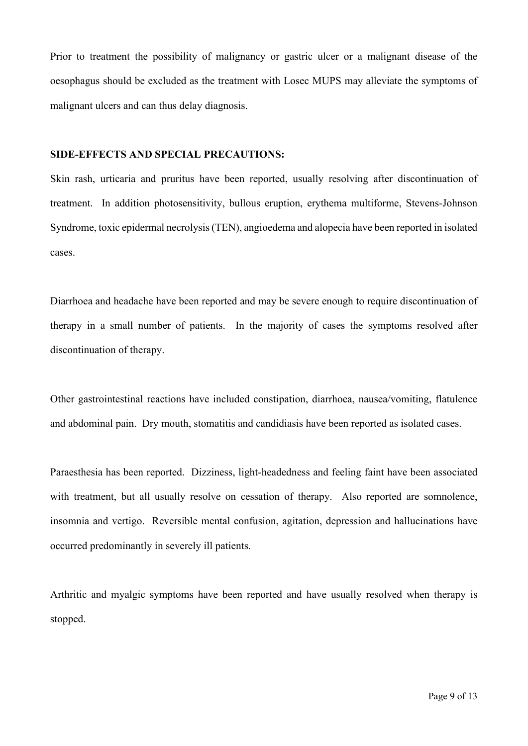Prior to treatment the possibility of malignancy or gastric ulcer or a malignant disease of the oesophagus should be excluded as the treatment with Losec MUPS may alleviate the symptoms of malignant ulcers and can thus delay diagnosis.

**SIDE-EFFECTS AND SPECIAL PRECAUTIONS:**

Skin rash, urticaria and pruritus have been reported, usually resolving after discontinuation of treatment. In addition photosensitivity, bullous eruption, erythema multiforme, Stevens-Johnson Syndrome, toxic epidermal necrolysis (TEN), angioedema and alopecia have been reported in isolated cases.

Diarrhoea and headache have been reported and may be severe enough to require discontinuation of therapy in a small number of patients. In the majority of cases the symptoms resolved after discontinuation of therapy.

Other gastrointestinal reactions have included constipation, diarrhoea, nausea/vomiting, flatulence and abdominal pain. Dry mouth, stomatitis and candidiasis have been reported as isolated cases.

Paraesthesia has been reported. Dizziness, light-headedness and feeling faint have been associated with treatment, but all usually resolve on cessation of therapy. Also reported are somnolence, insomnia and vertigo. Reversible mental confusion, agitation, depression and hallucinations have occurred predominantly in severely ill patients.

Arthritic and myalgic symptoms have been reported and have usually resolved when therapy is stopped.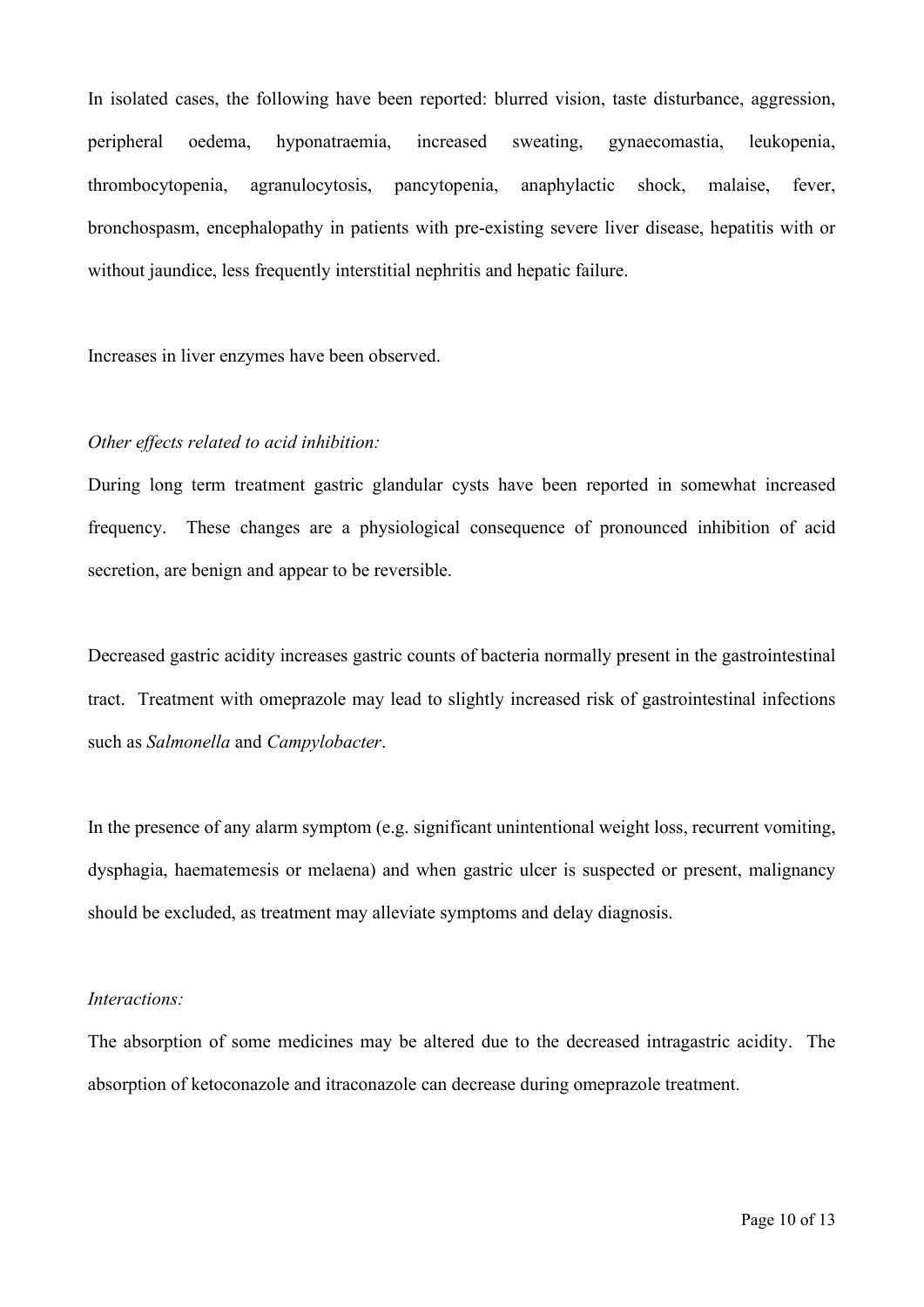In isolated cases, the following have been reported: blurred vision, taste disturbance, aggression, peripheral oedema, hyponatraemia, increased sweating, gynaecomastia, leukopenia, thrombocytopenia, agranulocytosis, pancytopenia, anaphylactic shock, malaise, fever, bronchospasm, encephalopathy in patients with pre-existing severe liver disease, hepatitis with or without jaundice, less frequently interstitial nephritis and hepatic failure.

Increases in liver enzymes have been observed.

*Other effects related to acid inhibition:*

During long term treatment gastric glandular cysts have been reported in somewhat increased frequency. These changes are a physiological consequence of pronounced inhibition of acid secretion, are benign and appear to be reversible.

Decreased gastric acidity increases gastric counts of bacteria normally present in the gastrointestinal tract. Treatment with omeprazole may lead to slightly increased risk of gastrointestinal infections such as *Salmonella* and *Campylobacter*.

In the presence of any alarm symptom (e.g. significant unintentional weight loss, recurrent vomiting, dysphagia, haematemesis or melaena) and when gastric ulcer is suspected or present, malignancy should be excluded, as treatment may alleviate symptoms and delay diagnosis.

*Interactions:*

The absorption of some medicines may be altered due to the decreased intragastric acidity. The absorption of ketoconazole and itraconazole can decrease during omeprazole treatment.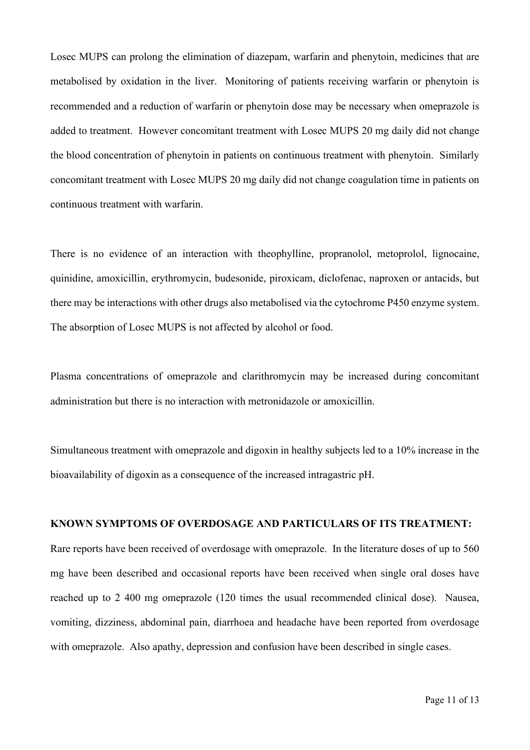Losec MUPS can prolong the elimination of diazepam, warfarin and phenytoin, medicines that are metabolised by oxidation in the liver. Monitoring of patients receiving warfarin or phenytoin is recommended and a reduction of warfarin or phenytoin dose may be necessary when omeprazole is added to treatment. However concomitant treatment with Losec MUPS 20 mg daily did not change the blood concentration of phenytoin in patients on continuous treatment with phenytoin. Similarly concomitant treatment with Losec MUPS 20 mg daily did not change coagulation time in patients on continuous treatment with warfarin.

There is no evidence of an interaction with theophylline, propranolol, metoprolol, lignocaine, quinidine, amoxicillin, erythromycin, budesonide, piroxicam, diclofenac, naproxen or antacids, but there may be interactions with other drugs also metabolised via the cytochrome P450 enzyme system. The absorption of Losec MUPS is not affected by alcohol or food.

Plasma concentrations of omeprazole and clarithromycin may be increased during concomitant administration but there is no interaction with metronidazole or amoxicillin.

Simultaneous treatment with omeprazole and digoxin in healthy subjects led to a 10% increase in the bioavailability of digoxin as a consequence of the increased intragastric pH.

**KNOWN SYMPTOMS OF OVERDOSAGE AND PARTICULARS OF ITS TREATMENT:**

Rare reports have been received of overdosage with omeprazole. In the literature doses of up to 560 mg have been described and occasional reports have been received when single oral doses have reached up to 2 400 mg omeprazole (120 times the usual recommended clinical dose). Nausea, vomiting, dizziness, abdominal pain, diarrhoea and headache have been reported from overdosage with omeprazole. Also apathy, depression and confusion have been described in single cases.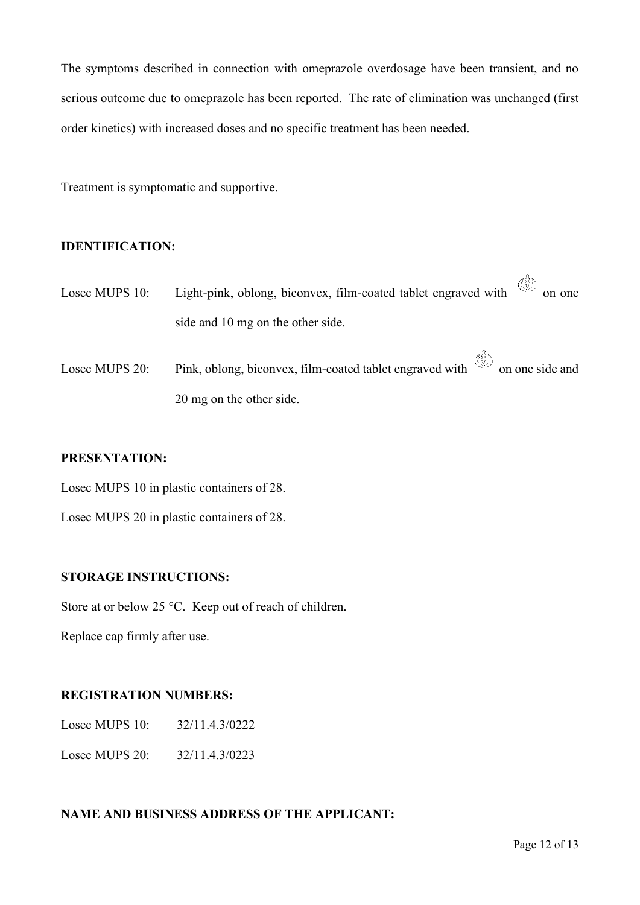The symptoms described in connection with omeprazole overdosage have been transient, and no serious outcome due to omeprazole has been reported. The rate of elimination was unchanged (first order kinetics) with increased doses and no specific treatment has been needed.

Treatment is symptomatic and supportive.

**IDENTIFICATION:**

Losec MUPS 10: Light-pink, oblong, biconvex, film-coated tablet engraved with  on one side and 10 mg on the other side.

Losec MUPS 20: Pink, oblong, biconvex, film-coated tablet engraved with  on one side and 20 mg on the other side.

**PRESENTATION:**

Losec MUPS 10 in plastic containers of 28.

Losec MUPS 20 in plastic containers of 28.

**STORAGE INSTRUCTIONS:**

Store at or below 25 °C. Keep out of reach of children.

Replace cap firmly after use.

**REGISTRATION NUMBERS:**

Losec MUPS 10: 32/11.4.3/0222

Losec MUPS 20: 32/11.4.3/0223

**NAME AND BUSINESS ADDRESS OF THE APPLICANT:**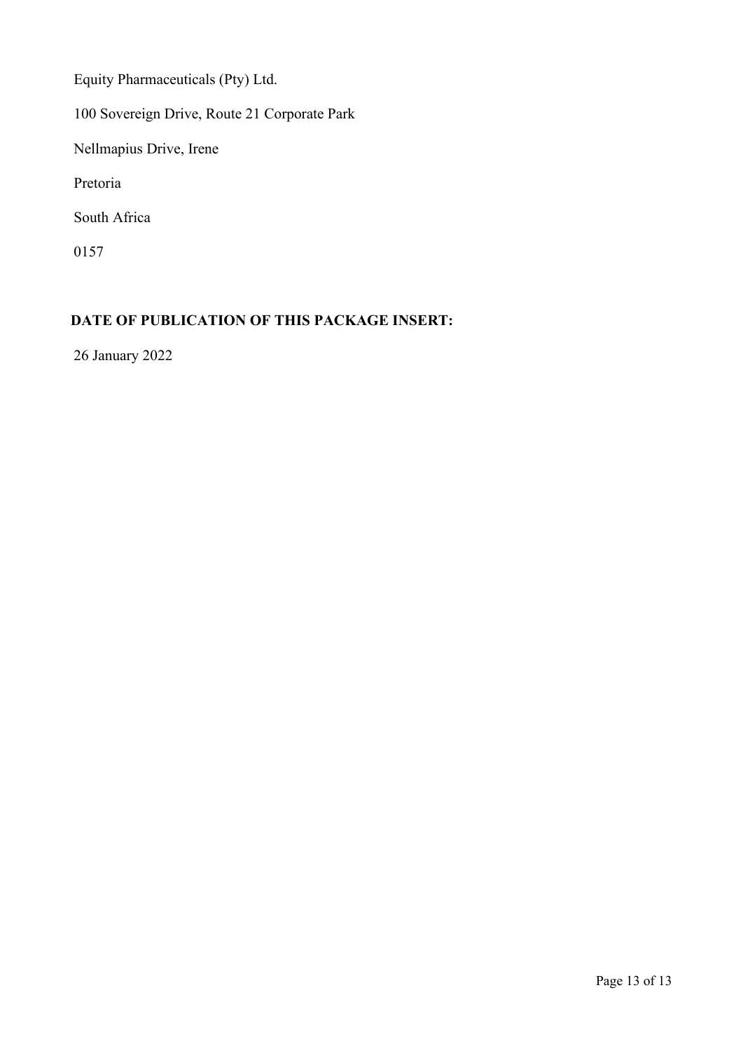Equity Pharmaceuticals (Pty) Ltd.

100 Sovereign Drive, Route 21 Corporate Park

Nellmapius Drive, Irene

Pretoria

South Africa

0157

**DATE OF PUBLICATION OF THIS PACKAGE INSERT:**

26 January 2022